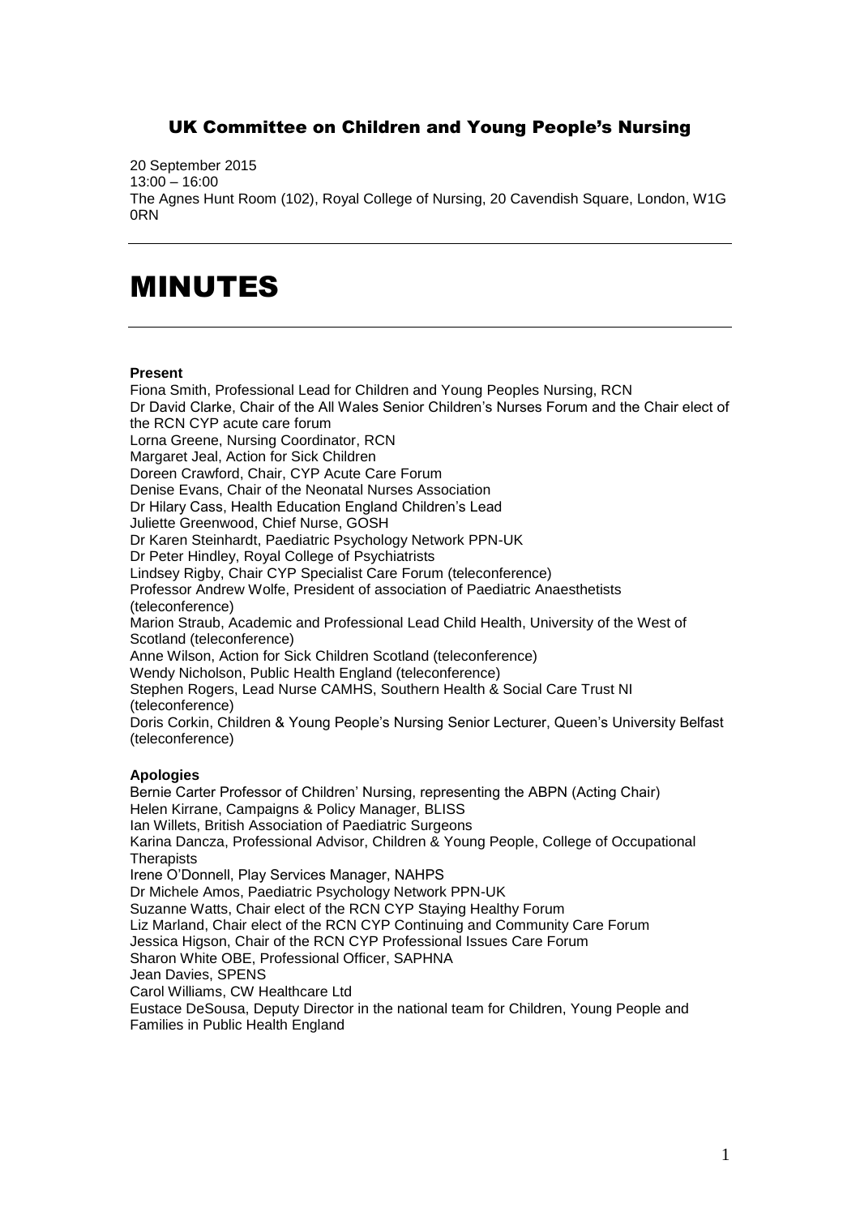## UK Committee on Children and Young People's Nursing

20 September 2015
13:00 – 16:00
The Agnes Hunt Room (102), Royal College of Nursing, 20 Cavendish Square, London, W1G 0RN

---

# MINUTES

---

**Present**

Fiona Smith, Professional Lead for Children and Young Peoples Nursing, RCN
Dr David Clarke, Chair of the All Wales Senior Children's Nurses Forum and the Chair elect of the RCN CYP acute care forum
Lorna Greene, Nursing Coordinator, RCN
Margaret Jeal, Action for Sick Children
Doreen Crawford, Chair, CYP Acute Care Forum
Denise Evans, Chair of the Neonatal Nurses Association
Dr Hilary Cass, Health Education England Children's Lead
Juliette Greenwood, Chief Nurse, GOSH
Dr Karen Steinhardt, Paediatric Psychology Network PPN-UK
Dr Peter Hindley, Royal College of Psychiatrists
Lindsey Rigby, Chair CYP Specialist Care Forum (teleconference)
Professor Andrew Wolfe, President of association of Paediatric Anaesthetists (teleconference)
Marion Straub, Academic and Professional Lead Child Health, University of the West of Scotland (teleconference)
Anne Wilson, Action for Sick Children Scotland (teleconference)
Wendy Nicholson, Public Health England (teleconference)
Stephen Rogers, Lead Nurse CAMHS, Southern Health & Social Care Trust NI (teleconference)
Doris Corkin, Children & Young People's Nursing Senior Lecturer, Queen's University Belfast (teleconference)

**Apologies**

Bernie Carter Professor of Children' Nursing, representing the ABPN (Acting Chair)
Helen Kirrane, Campaigns & Policy Manager, BLISS
Ian Willets, British Association of Paediatric Surgeons
Karina Dancza, Professional Advisor, Children & Young People, College of Occupational Therapists
Irene O'Donnell, Play Services Manager, NAHPS
Dr Michele Amos, Paediatric Psychology Network PPN-UK
Suzanne Watts, Chair elect of the RCN CYP Staying Healthy Forum
Liz Marland, Chair elect of the RCN CYP Continuing and Community Care Forum
Jessica Higson, Chair of the RCN CYP Professional Issues Care Forum
Sharon White OBE, Professional Officer, SAPHNA
Jean Davies, SPENS
Carol Williams, CW Healthcare Ltd
Eustace DeSousa, Deputy Director in the national team for Children, Young People and Families in Public Health England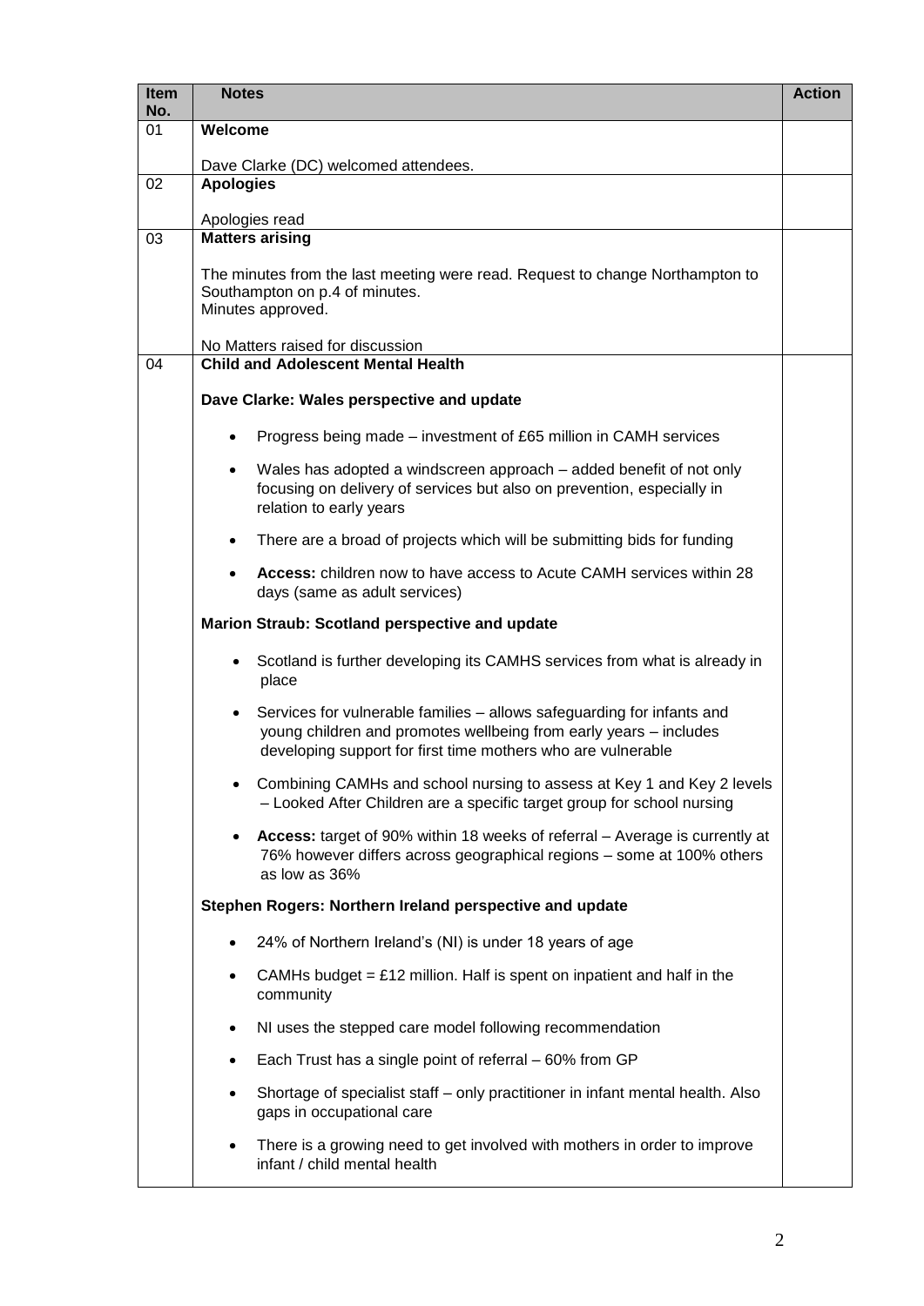| Item No. | Notes | Action |
|---|---|---|
| 01 | **Welcome**<br><br>Dave Clarke (DC) welcomed attendees. | |
| 02 | **Apologies**<br><br>Apologies read | |
| 03 | **Matters arising**<br><br>The minutes from the last meeting were read. Request to change Northampton to Southampton on p.4 of minutes.<br>Minutes approved.<br><br>No Matters raised for discussion | |
| 04 | **Child and Adolescent Mental Health**<br><br>**Dave Clarke: Wales perspective and update**<br><br>• Progress being made – investment of £65 million in CAMH services<br>• Wales has adopted a windscreen approach – added benefit of not only focusing on delivery of services but also on prevention, especially in relation to early years<br>• There are a broad of projects which will be submitting bids for funding<br>• **Access:** children now to have access to Acute CAMH services within 28 days (same as adult services)<br><br>**Marion Straub: Scotland perspective and update**<br><br>• Scotland is further developing its CAMHS services from what is already in place<br>• Services for vulnerable families – allows safeguarding for infants and young children and promotes wellbeing from early years – includes developing support for first time mothers who are vulnerable<br>• Combining CAMHs and school nursing to assess at Key 1 and Key 2 levels – Looked After Children are a specific target group for school nursing<br>• **Access:** target of 90% within 18 weeks of referral – Average is currently at 76% however differs across geographical regions – some at 100% others as low as 36%<br><br>**Stephen Rogers: Northern Ireland perspective and update**<br><br>• 24% of Northern Ireland's (NI) is under 18 years of age<br>• CAMHs budget = £12 million. Half is spent on inpatient and half in the community<br>• NI uses the stepped care model following recommendation<br>• Each Trust has a single point of referral – 60% from GP<br>• Shortage of specialist staff – only practitioner in infant mental health. Also gaps in occupational care<br>• There is a growing need to get involved with mothers in order to improve infant / child mental health | |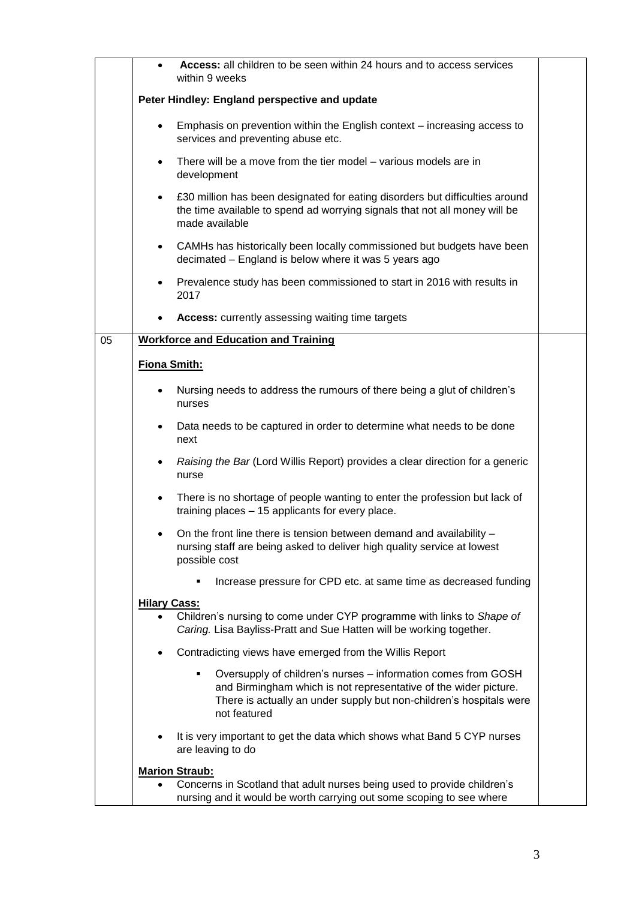| | | |
|---|---|---|
| | • **Access:** all children to be seen within 24 hours and to access services within 9 weeks<br><br>**Peter Hindley: England perspective and update**<br><br>• Emphasis on prevention within the English context – increasing access to services and preventing abuse etc.<br>• There will be a move from the tier model – various models are in development<br>• £30 million has been designated for eating disorders but difficulties around the time available to spend ad worrying signals that not all money will be made available<br>• CAMHs has historically been locally commissioned but budgets have been decimated – England is below where it was 5 years ago<br>• Prevalence study has been commissioned to start in 2016 with results in 2017<br>• **Access:** currently assessing waiting time targets | |
| 05 | **<u>Workforce and Education and Training</u>**<br><br>**<u>Fiona Smith:</u>**<br><br>• Nursing needs to address the rumours of there being a glut of children's nurses<br>• Data needs to be captured in order to determine what needs to be done next<br>• *Raising the Bar* (Lord Willis Report) provides a clear direction for a generic nurse<br>• There is no shortage of people wanting to enter the profession but lack of training places – 15 applicants for every place.<br>• On the front line there is tension between demand and availability – nursing staff are being asked to deliver high quality service at lowest possible cost<br>    ▪ Increase pressure for CPD etc. at same time as decreased funding<br><br>**<u>Hilary Cass:</u>**<br>• Children's nursing to come under CYP programme with links to *Shape of Caring.* Lisa Bayliss-Pratt and Sue Hatten will be working together.<br>• Contradicting views have emerged from the Willis Report<br>    ▪ Oversupply of children's nurses – information comes from GOSH and Birmingham which is not representative of the wider picture. There is actually an under supply but non-children's hospitals were not featured<br>• It is very important to get the data which shows what Band 5 CYP nurses are leaving to do<br><br>**<u>Marion Straub:</u>**<br>• Concerns in Scotland that adult nurses being used to provide children's nursing and it would be worth carrying out some scoping to see where | |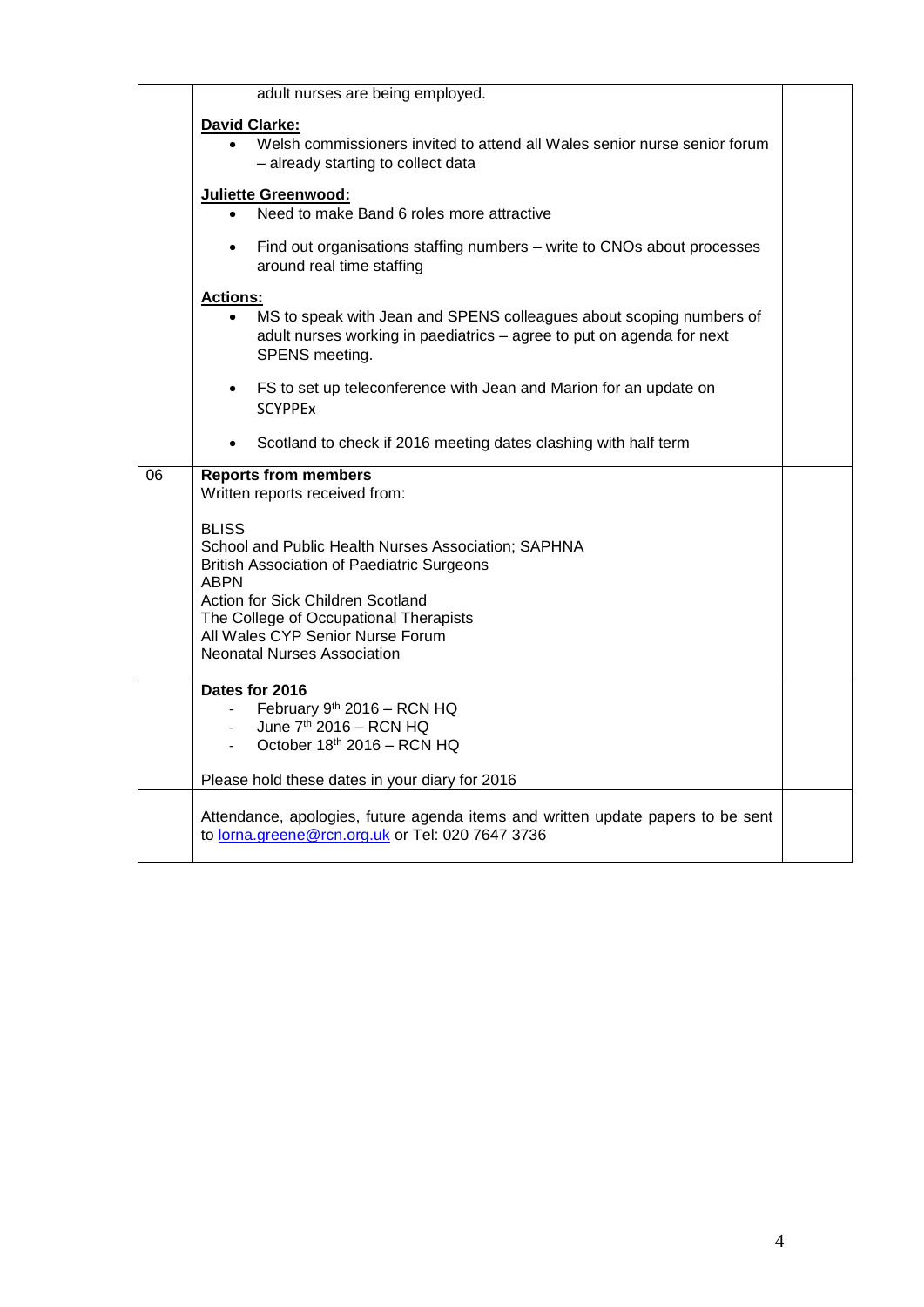| | | |
|---|---|---|
| | adult nurses are being employed.<br><br>**David Clarke:**<br>• Welsh commissioners invited to attend all Wales senior nurse senior forum – already starting to collect data<br><br>**Juliette Greenwood:**<br>• Need to make Band 6 roles more attractive<br>• Find out organisations staffing numbers – write to CNOs about processes around real time staffing<br><br>**Actions:**<br>• MS to speak with Jean and SPENS colleagues about scoping numbers of adult nurses working in paediatrics – agree to put on agenda for next SPENS meeting.<br>• FS to set up teleconference with Jean and Marion for an update on SCYPPEx<br>• Scotland to check if 2016 meeting dates clashing with half term | |
| 06 | **Reports from members**<br>Written reports received from:<br><br>BLISS<br>School and Public Health Nurses Association; SAPHNA<br>British Association of Paediatric Surgeons<br>ABPN<br>Action for Sick Children Scotland<br>The College of Occupational Therapists<br>All Wales CYP Senior Nurse Forum<br>Neonatal Nurses Association | |
| | **Dates for 2016**<br>- February 9th 2016 – RCN HQ<br>- June 7th 2016 – RCN HQ<br>- October 18th 2016 – RCN HQ<br><br>Please hold these dates in your diary for 2016 | |
| | Attendance, apologies, future agenda items and written update papers to be sent to lorna.greene@rcn.org.uk or Tel: 020 7647 3736 | |